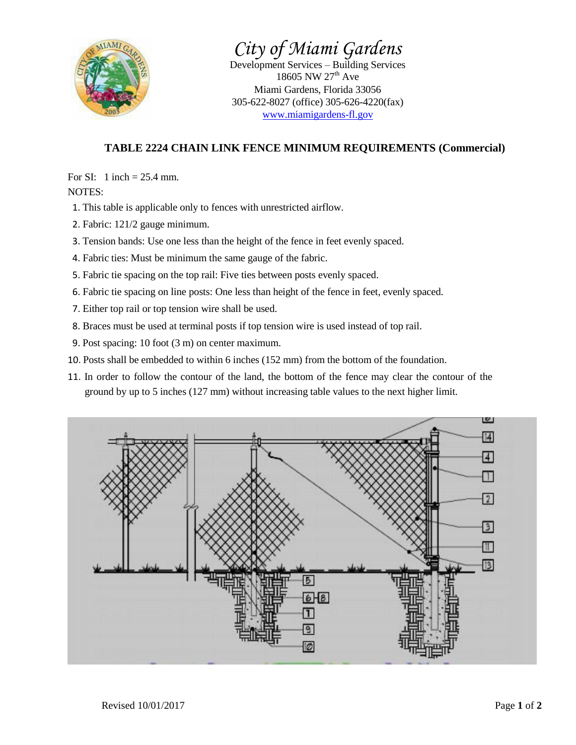# City of Miami Gardens

Development Services – Building Services
18605 NW 27th Ave
Miami Gardens, Florida 33056
305-622-8027 (office) 305-626-4220(fax)
www.miamigardens-fl.gov

## TABLE 2224 CHAIN LINK FENCE MINIMUM REQUIREMENTS (Commercial)

For SI: 1 inch = 25.4 mm.

NOTES:

1. This table is applicable only to fences with unrestricted airflow.
2. Fabric: 121/2 gauge minimum.
3. Tension bands: Use one less than the height of the fence in feet evenly spaced.
4. Fabric ties: Must be minimum the same gauge of the fabric.
5. Fabric tie spacing on the top rail: Five ties between posts evenly spaced.
6. Fabric tie spacing on line posts: One less than height of the fence in feet, evenly spaced.
7. Either top rail or top tension wire shall be used.
8. Braces must be used at terminal posts if top tension wire is used instead of top rail.
9. Post spacing: 10 foot (3 m) on center maximum.
10. Posts shall be embedded to within 6 inches (152 mm) from the bottom of the foundation.
11. In order to follow the contour of the land, the bottom of the fence may clear the contour of the ground by up to 5 inches (127 mm) without increasing table values to the next higher limit.

Revised 10/01/2017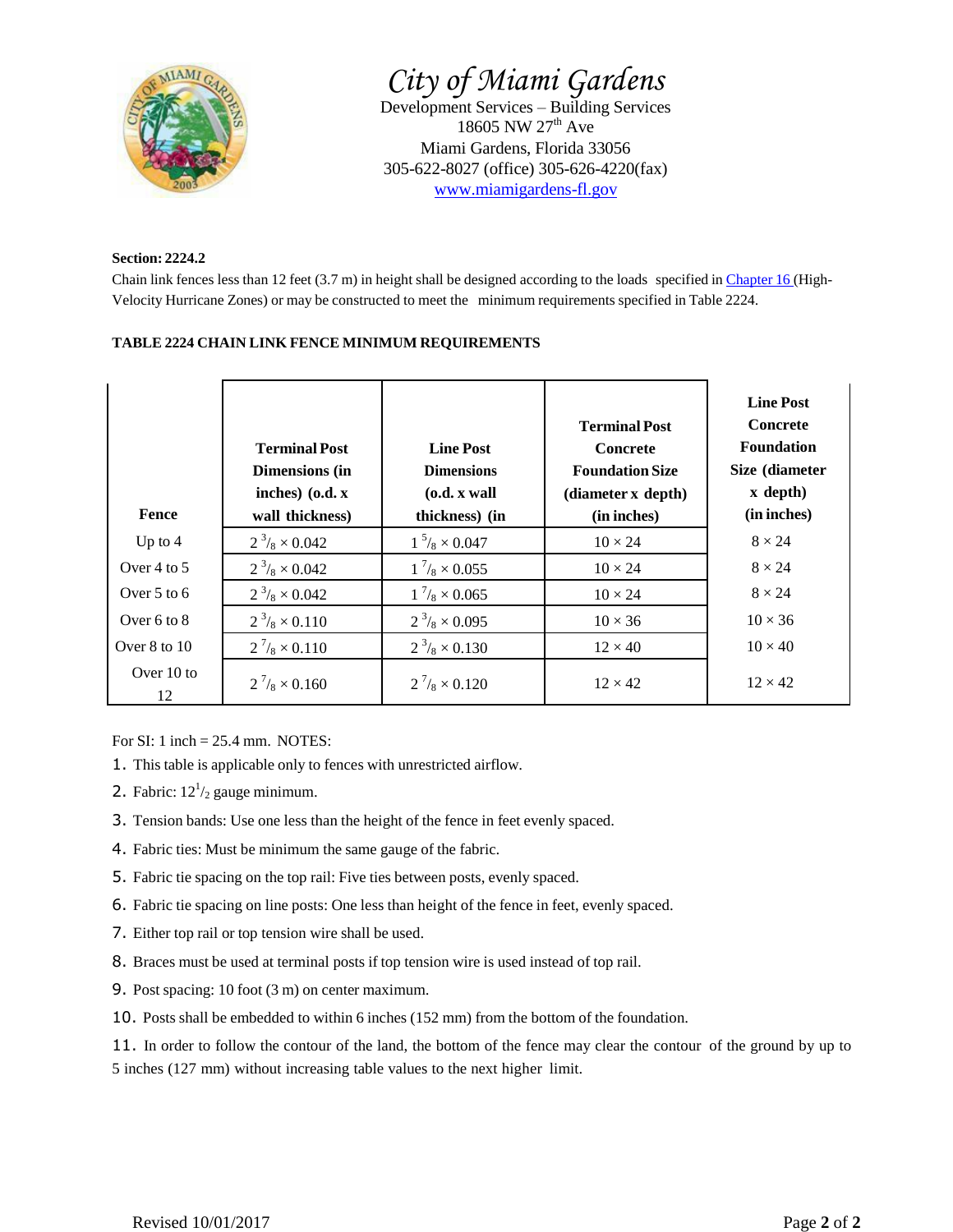# City of Miami Gardens

Development Services – Building Services
18605 NW 27th Ave
Miami Gardens, Florida 33056
305-622-8027 (office) 305-626-4220(fax)
www.miamigardens-fl.gov

**Section: 2224.2**

Chain link fences less than 12 feet (3.7 m) in height shall be designed according to the loads specified in Chapter 16 (High-Velocity Hurricane Zones) or may be constructed to meet the minimum requirements specified in Table 2224.

**TABLE 2224 CHAIN LINK FENCE MINIMUM REQUIREMENTS**

| Fence | Terminal Post Dimensions (in inches) (o.d. x wall thickness) | Line Post Dimensions (o.d. x wall thickness) (in | Terminal Post Concrete Foundation Size (diameter x depth) (in inches) | Line Post Concrete Foundation Size (diameter x depth) (in inches) |
|---|---|---|---|---|
| Up to 4 | $2\ ^3/_8 \times 0.042$ | $1\ ^5/_8 \times 0.047$ | 10 × 24 | 8 × 24 |
| Over 4 to 5 | $2\ ^3/_8 \times 0.042$ | $1\ ^7/_8 \times 0.055$ | 10 × 24 | 8 × 24 |
| Over 5 to 6 | $2\ ^3/_8 \times 0.042$ | $1\ ^7/_8 \times 0.065$ | 10 × 24 | 8 × 24 |
| Over 6 to 8 | $2\ ^3/_8 \times 0.110$ | $2\ ^3/_8 \times 0.095$ | 10 × 36 | 10 × 36 |
| Over 8 to 10 | $2\ ^7/_8 \times 0.110$ | $2\ ^3/_8 \times 0.130$ | 12 × 40 | 10 × 40 |
| Over 10 to 12 | $2\ ^7/_8 \times 0.160$ | $2\ ^7/_8 \times 0.120$ | 12 × 42 | 12 × 42 |

For SI: 1 inch = 25.4 mm. NOTES:

1. This table is applicable only to fences with unrestricted airflow.
2. Fabric: $12^1/_2$ gauge minimum.
3. Tension bands: Use one less than the height of the fence in feet evenly spaced.
4. Fabric ties: Must be minimum the same gauge of the fabric.
5. Fabric tie spacing on the top rail: Five ties between posts, evenly spaced.
6. Fabric tie spacing on line posts: One less than height of the fence in feet, evenly spaced.
7. Either top rail or top tension wire shall be used.
8. Braces must be used at terminal posts if top tension wire is used instead of top rail.
9. Post spacing: 10 foot (3 m) on center maximum.
10. Posts shall be embedded to within 6 inches (152 mm) from the bottom of the foundation.
11. In order to follow the contour of the land, the bottom of the fence may clear the contour of the ground by up to 5 inches (127 mm) without increasing table values to the next higher limit.

Revised 10/01/2017